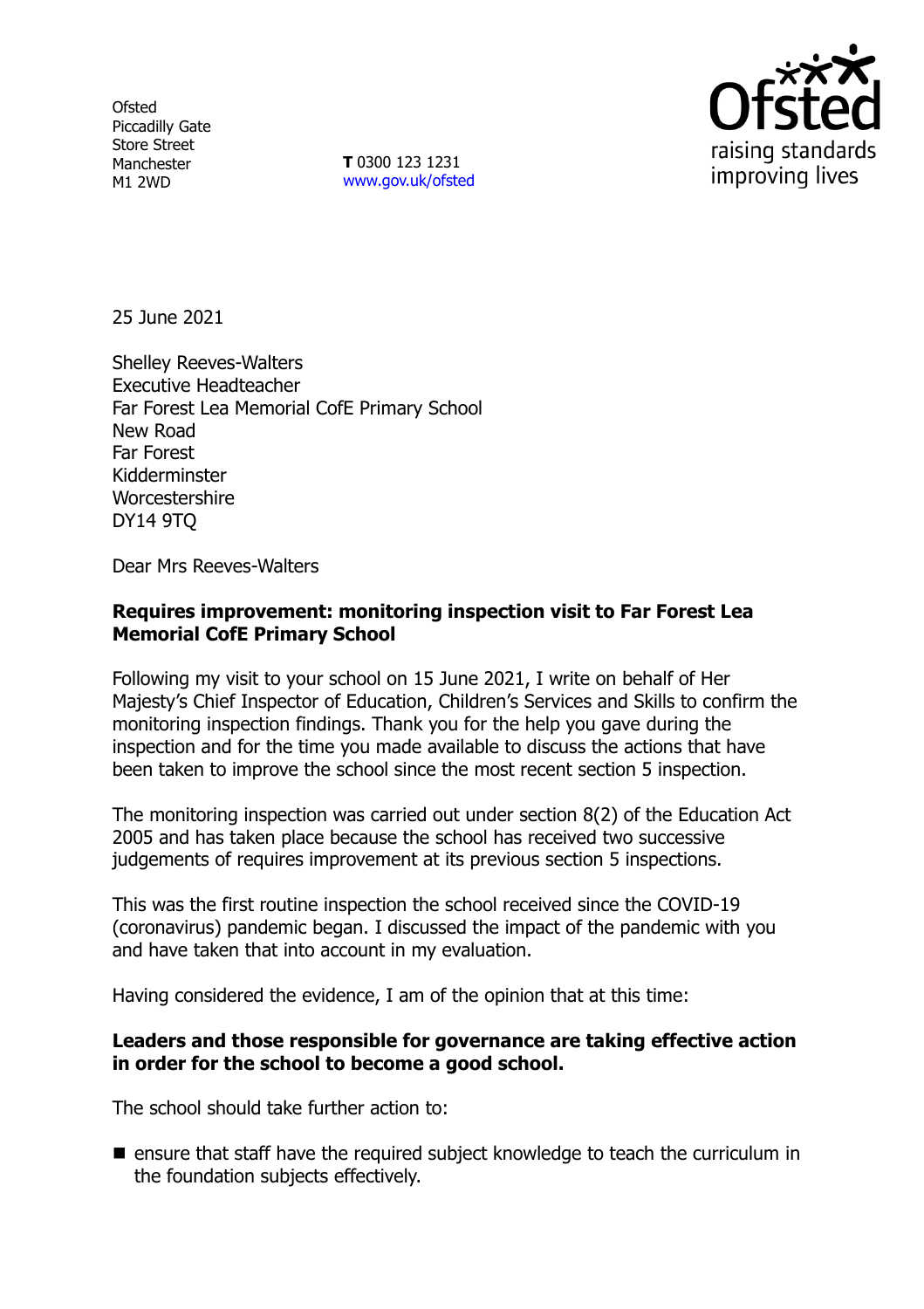Ofsted
Piccadilly Gate
Store Street
Manchester
M1 2WD

**T** 0300 123 1231
www.gov.uk/ofsted

25 June 2021

Shelley Reeves-Walters
Executive Headteacher
Far Forest Lea Memorial CofE Primary School
New Road
Far Forest
Kidderminster
Worcestershire
DY14 9TQ

Dear Mrs Reeves-Walters

**Requires improvement: monitoring inspection visit to Far Forest Lea Memorial CofE Primary School**

Following my visit to your school on 15 June 2021, I write on behalf of Her Majesty's Chief Inspector of Education, Children's Services and Skills to confirm the monitoring inspection findings. Thank you for the help you gave during the inspection and for the time you made available to discuss the actions that have been taken to improve the school since the most recent section 5 inspection.

The monitoring inspection was carried out under section 8(2) of the Education Act 2005 and has taken place because the school has received two successive judgements of requires improvement at its previous section 5 inspections.

This was the first routine inspection the school received since the COVID-19 (coronavirus) pandemic began. I discussed the impact of the pandemic with you and have taken that into account in my evaluation.

Having considered the evidence, I am of the opinion that at this time:

**Leaders and those responsible for governance are taking effective action in order for the school to become a good school.**

The school should take further action to:

- ensure that staff have the required subject knowledge to teach the curriculum in the foundation subjects effectively.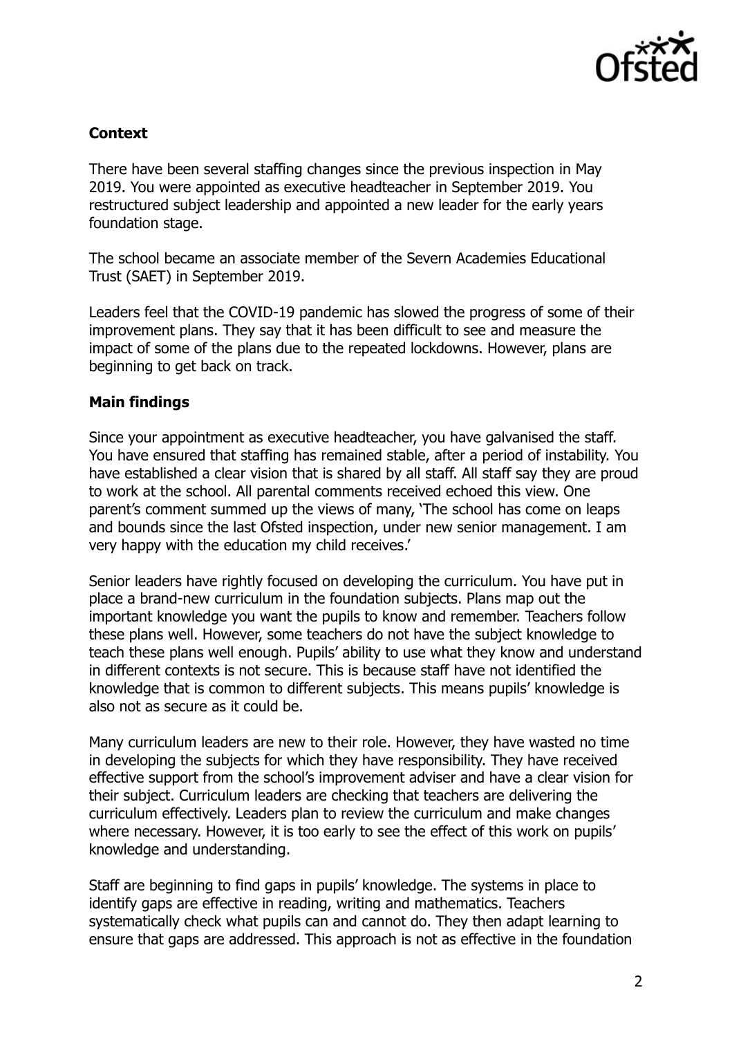**Context**

There have been several staffing changes since the previous inspection in May 2019. You were appointed as executive headteacher in September 2019. You restructured subject leadership and appointed a new leader for the early years foundation stage.

The school became an associate member of the Severn Academies Educational Trust (SAET) in September 2019.

Leaders feel that the COVID-19 pandemic has slowed the progress of some of their improvement plans. They say that it has been difficult to see and measure the impact of some of the plans due to the repeated lockdowns. However, plans are beginning to get back on track.

**Main findings**

Since your appointment as executive headteacher, you have galvanised the staff. You have ensured that staffing has remained stable, after a period of instability. You have established a clear vision that is shared by all staff. All staff say they are proud to work at the school. All parental comments received echoed this view. One parent's comment summed up the views of many, 'The school has come on leaps and bounds since the last Ofsted inspection, under new senior management. I am very happy with the education my child receives.'

Senior leaders have rightly focused on developing the curriculum. You have put in place a brand-new curriculum in the foundation subjects. Plans map out the important knowledge you want the pupils to know and remember. Teachers follow these plans well. However, some teachers do not have the subject knowledge to teach these plans well enough. Pupils' ability to use what they know and understand in different contexts is not secure. This is because staff have not identified the knowledge that is common to different subjects. This means pupils' knowledge is also not as secure as it could be.

Many curriculum leaders are new to their role. However, they have wasted no time in developing the subjects for which they have responsibility. They have received effective support from the school's improvement adviser and have a clear vision for their subject. Curriculum leaders are checking that teachers are delivering the curriculum effectively. Leaders plan to review the curriculum and make changes where necessary. However, it is too early to see the effect of this work on pupils' knowledge and understanding.

Staff are beginning to find gaps in pupils' knowledge. The systems in place to identify gaps are effective in reading, writing and mathematics. Teachers systematically check what pupils can and cannot do. They then adapt learning to ensure that gaps are addressed. This approach is not as effective in the foundation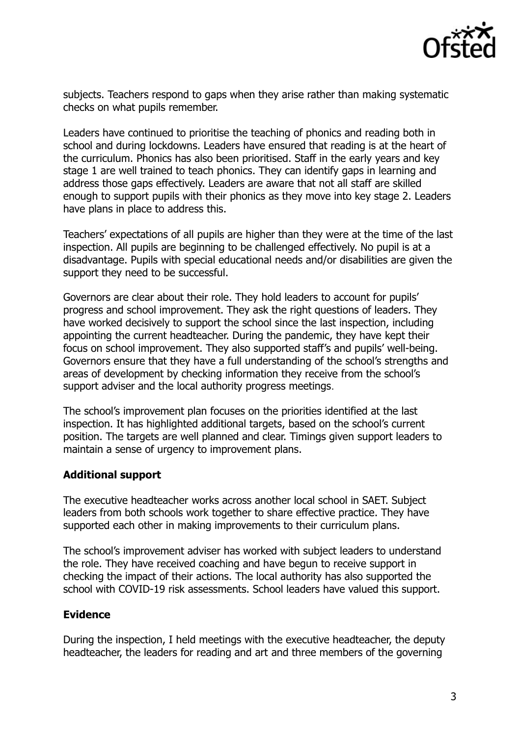subjects. Teachers respond to gaps when they arise rather than making systematic checks on what pupils remember.

Leaders have continued to prioritise the teaching of phonics and reading both in school and during lockdowns. Leaders have ensured that reading is at the heart of the curriculum. Phonics has also been prioritised. Staff in the early years and key stage 1 are well trained to teach phonics. They can identify gaps in learning and address those gaps effectively. Leaders are aware that not all staff are skilled enough to support pupils with their phonics as they move into key stage 2. Leaders have plans in place to address this.

Teachers' expectations of all pupils are higher than they were at the time of the last inspection. All pupils are beginning to be challenged effectively. No pupil is at a disadvantage. Pupils with special educational needs and/or disabilities are given the support they need to be successful.

Governors are clear about their role. They hold leaders to account for pupils' progress and school improvement. They ask the right questions of leaders. They have worked decisively to support the school since the last inspection, including appointing the current headteacher. During the pandemic, they have kept their focus on school improvement. They also supported staff's and pupils' well-being. Governors ensure that they have a full understanding of the school's strengths and areas of development by checking information they receive from the school's support adviser and the local authority progress meetings.

The school's improvement plan focuses on the priorities identified at the last inspection. It has highlighted additional targets, based on the school's current position. The targets are well planned and clear. Timings given support leaders to maintain a sense of urgency to improvement plans.

**Additional support**

The executive headteacher works across another local school in SAET. Subject leaders from both schools work together to share effective practice. They have supported each other in making improvements to their curriculum plans.

The school's improvement adviser has worked with subject leaders to understand the role. They have received coaching and have begun to receive support in checking the impact of their actions. The local authority has also supported the school with COVID-19 risk assessments. School leaders have valued this support.

**Evidence**

During the inspection, I held meetings with the executive headteacher, the deputy headteacher, the leaders for reading and art and three members of the governing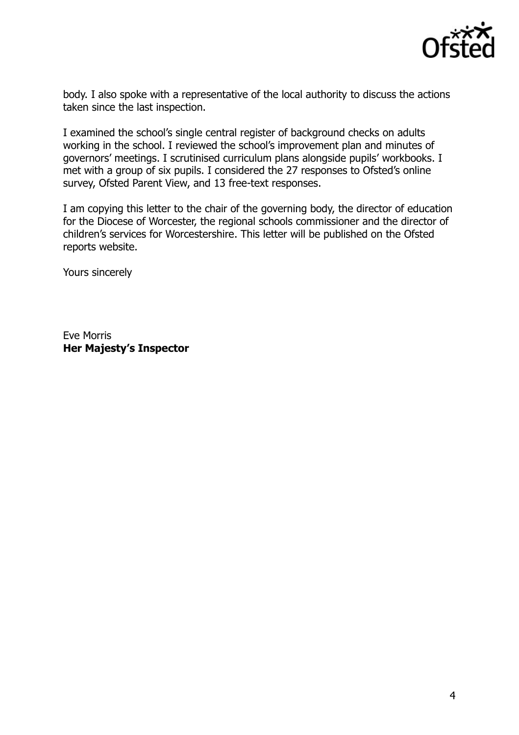body. I also spoke with a representative of the local authority to discuss the actions taken since the last inspection.

I examined the school's single central register of background checks on adults working in the school. I reviewed the school's improvement plan and minutes of governors' meetings. I scrutinised curriculum plans alongside pupils' workbooks. I met with a group of six pupils. I considered the 27 responses to Ofsted's online survey, Ofsted Parent View, and 13 free-text responses.

I am copying this letter to the chair of the governing body, the director of education for the Diocese of Worcester, the regional schools commissioner and the director of children's services for Worcestershire. This letter will be published on the Ofsted reports website.

Yours sincerely

Eve Morris
**Her Majesty's Inspector**